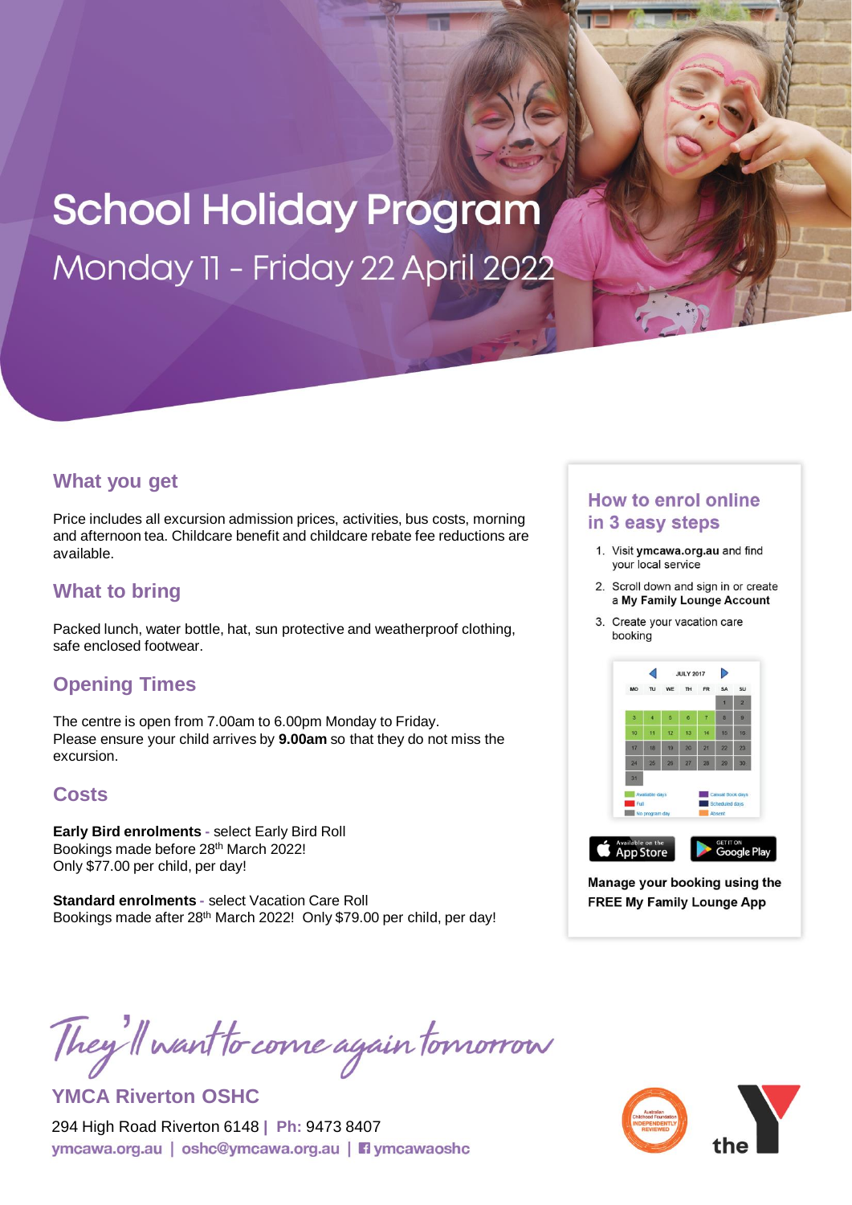# School Holiday Program

Monday 11 - Friday 22 April 2022

## What you get

Price includes all excursion admission prices, activities, bus costs, morning and afternoon tea. Childcare benefit and childcare rebate fee reductions are available.

## What to bring

Packed lunch, water bottle, hat, sun protective and weatherproof clothing, safe enclosed footwear.

## Opening Times

The centre is open from 7.00am to 6.00pm Monday to Friday.
Please ensure your child arrives by **9.00am** so that they do not miss the excursion.

## Costs

**Early Bird enrolments** - select Early Bird Roll
Bookings made before 28th March 2022!
Only $77.00 per child, per day!

**Standard enrolments** - select Vacation Care Roll
Bookings made after 28th March 2022! Only $79.00 per child, per day!

## How to enrol online in 3 easy steps

1. Visit **ymcawa.org.au** and find your local service
2. Scroll down and sign in or create a **My Family Lounge Account**
3. Create your vacation care booking

**Manage your booking using the FREE My Family Lounge App**

*They'll want to come again tomorrow*

**YMCA Riverton OSHC**

294 High Road Riverton 6148 | Ph: 9473 8407

ymcawa.org.au | oshc@ymcawa.org.au | ymcawaoshc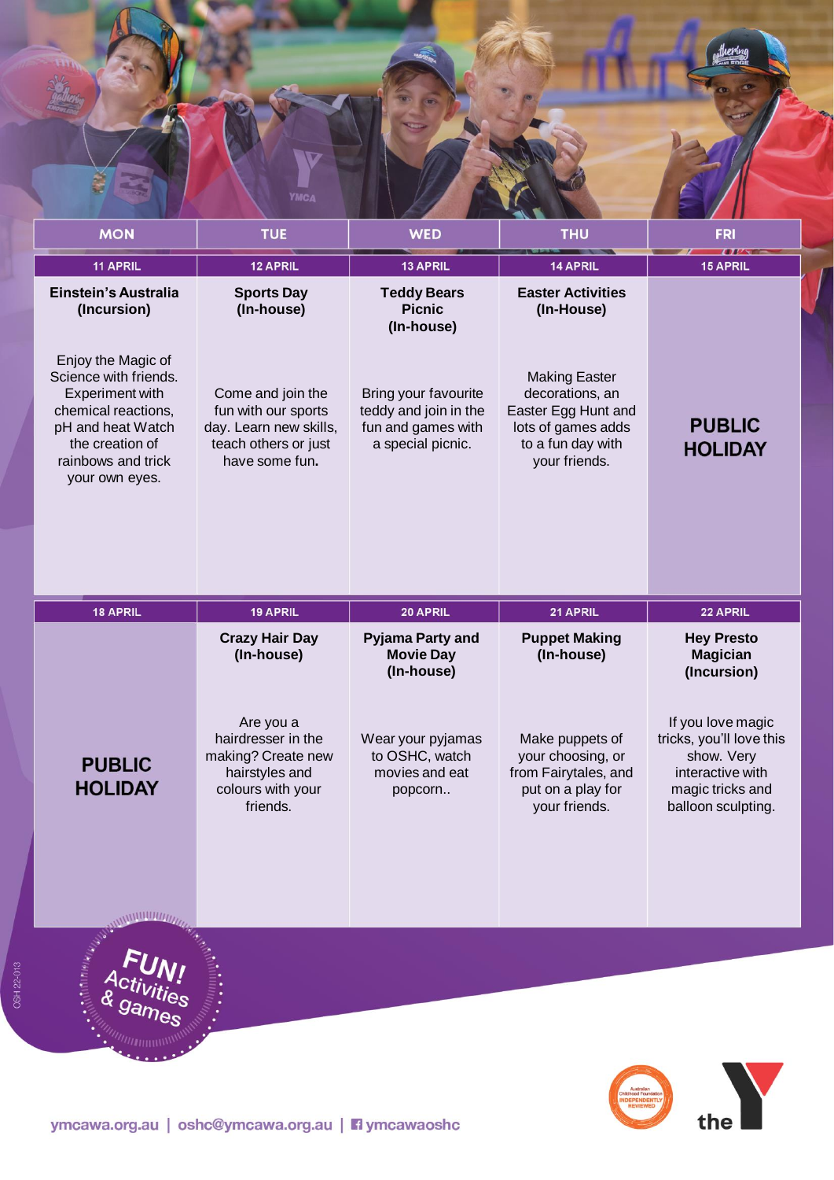| MON | TUE | WED | THU | FRI |
|---|---|---|---|---|
| 11 APRIL | 12 APRIL | 13 APRIL | 14 APRIL | 15 APRIL |
| **Einstein's Australia (Incursion)**<br><br>Enjoy the Magic of Science with friends. Experiment with chemical reactions, pH and heat Watch the creation of rainbows and trick your own eyes. | **Sports Day (In-house)**<br><br>Come and join the fun with our sports day. Learn new skills, teach others or just have some fun**.** | **Teddy Bears Picnic (In-house)**<br><br>Bring your favourite teddy and join in the fun and games with a special picnic. | **Easter Activities (In-House)**<br><br>Making Easter decorations, an Easter Egg Hunt and lots of games adds to a fun day with your friends. | **PUBLIC HOLIDAY** |
| 18 APRIL | 19 APRIL | 20 APRIL | 21 APRIL | 22 APRIL |
| **PUBLIC HOLIDAY** | **Crazy Hair Day (In-house)**<br><br>Are you a hairdresser in the making? Create new hairstyles and colours with your friends. | **Pyjama Party and Movie Day (In-house)**<br><br>Wear your pyjamas to OSHC, watch movies and eat popcorn.. | **Puppet Making (In-house)**<br><br>Make puppets of your choosing, or from Fairytales, and put on a play for your friends. | **Hey Presto Magician (Incursion)**<br><br>If you love magic tricks, you'll love this show. Very interactive with magic tricks and balloon sculpting. |

FUN! Activities & games

OSH 22-013

ymcawa.org.au | oshc@ymcawa.org.au | ymcawaoshc